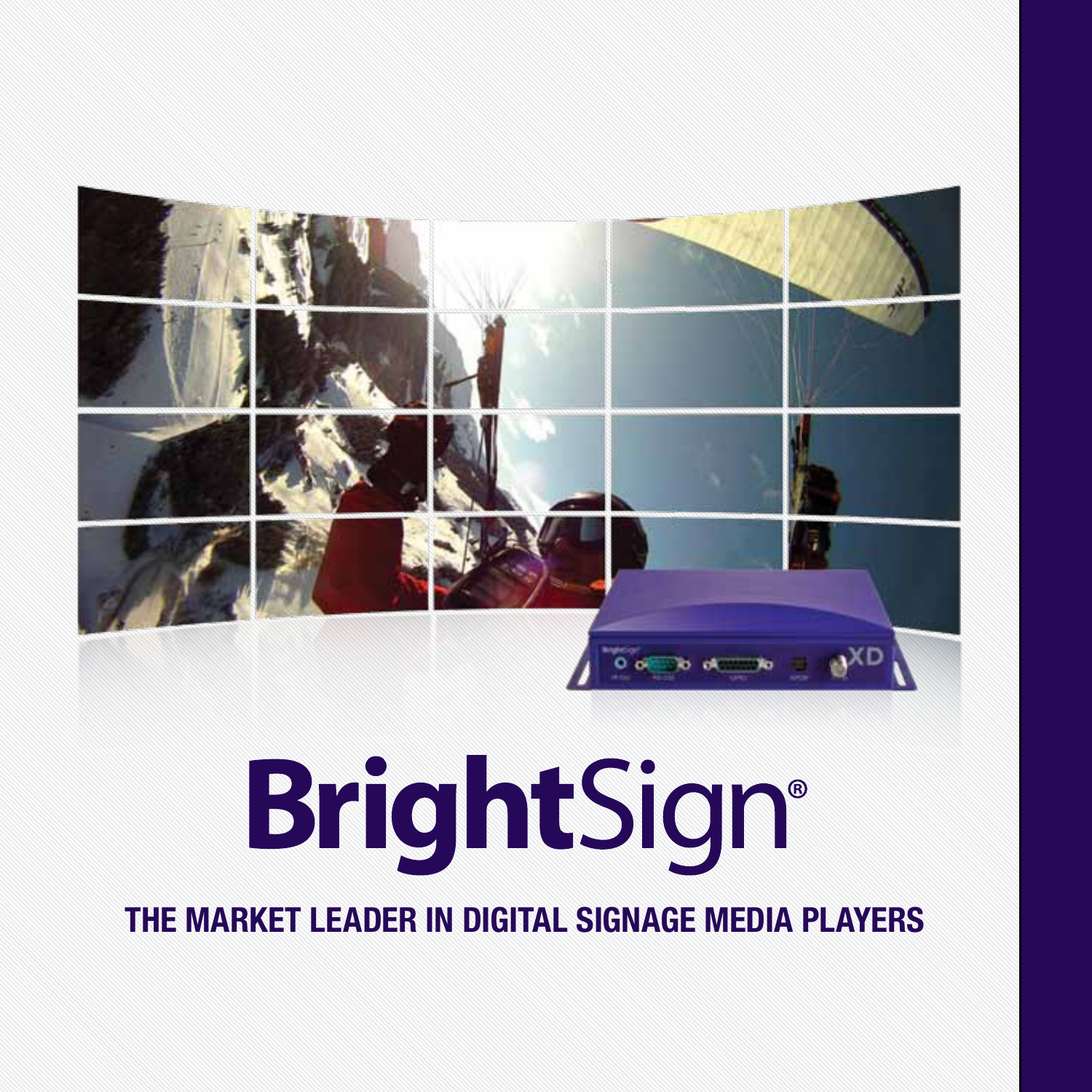# BrightSign®

## THE MARKET LEADER IN DIGITAL SIGNAGE MEDIA PLAYERS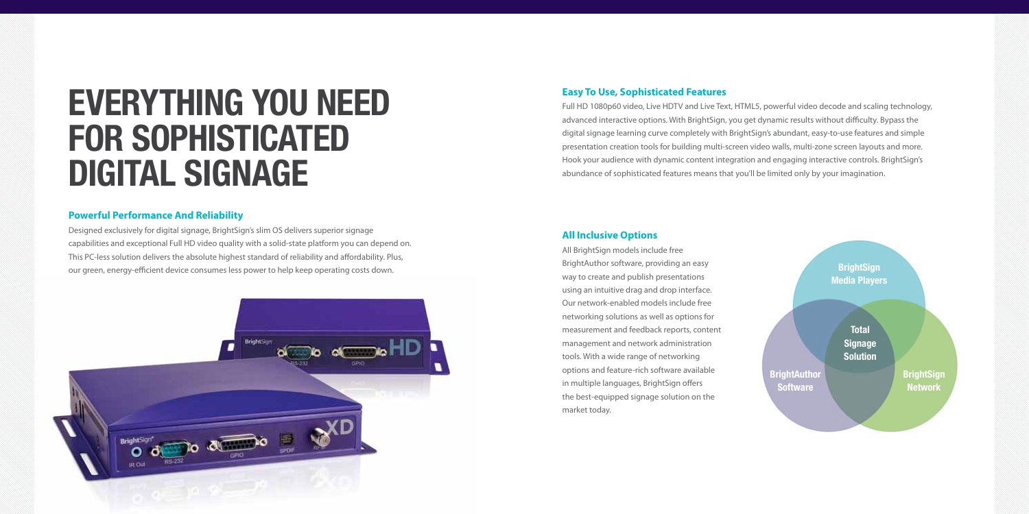# EVERYTHING YOU NEED FOR SOPHISTICATED DIGITAL SIGNAGE

### Powerful Performance And Reliability

Designed exclusively for digital signage, BrightSign's slim OS delivers superior signage capabilities and exceptional Full HD video quality with a solid-state platform you can depend on. This PC-less solution delivers the absolute highest standard of reliability and affordability. Plus, our green, energy-efficient device consumes less power to help keep operating costs down.

### Easy To Use, Sophisticated Features

Full HD 1080p60 video, Live HDTV and Live Text, HTML5, powerful video decode and scaling technology, advanced interactive options. With BrightSign, you get dynamic results without difficulty. Bypass the digital signage learning curve completely with BrightSign's abundant, easy-to-use features and simple presentation creation tools for building multi-screen video walls, multi-zone screen layouts and more. Hook your audience with dynamic content integration and engaging interactive controls. BrightSign's abundance of sophisticated features means that you'll be limited only by your imagination.

### All Inclusive Options

All BrightSign models include free BrightAuthor software, providing an easy way to create and publish presentations using an intuitive drag and drop interface. Our network-enabled models include free networking solutions as well as options for measurement and feedback reports, content management and network administration tools. With a wide range of networking options and feature-rich software available in multiple languages, BrightSign offers the best-equipped signage solution on the market today.

BrightSign Media Players

Total Signage Solution

BrightAuthor Software

BrightSign Network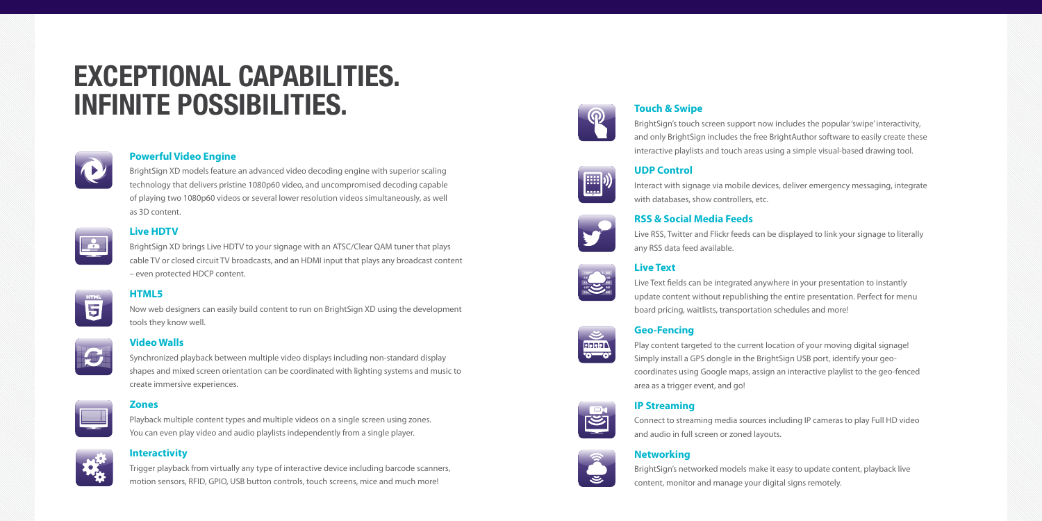# EXCEPTIONAL CAPABILITIES. INFINITE POSSIBILITIES.

### Powerful Video Engine

BrightSign XD models feature an advanced video decoding engine with superior scaling technology that delivers pristine 1080p60 video, and uncompromised decoding capable of playing two 1080p60 videos or several lower resolution videos simultaneously, as well as 3D content.

### Live HDTV

BrightSign XD brings Live HDTV to your signage with an ATSC/Clear QAM tuner that plays cable TV or closed circuit TV broadcasts, and an HDMI input that plays any broadcast content – even protected HDCP content.

### HTML5

Now web designers can easily build content to run on BrightSign XD using the development tools they know well.

### Video Walls

Synchronized playback between multiple video displays including non-standard display shapes and mixed screen orientation can be coordinated with lighting systems and music to create immersive experiences.

### Zones

Playback multiple content types and multiple videos on a single screen using zones. You can even play video and audio playlists independently from a single player.

### Interactivity

Trigger playback from virtually any type of interactive device including barcode scanners, motion sensors, RFID, GPIO, USB button controls, touch screens, mice and much more!

### Touch & Swipe

BrightSign's touch screen support now includes the popular 'swipe' interactivity, and only BrightSign includes the free BrightAuthor software to easily create these interactive playlists and touch areas using a simple visual-based drawing tool.

### UDP Control

Interact with signage via mobile devices, deliver emergency messaging, integrate with databases, show controllers, etc.

### RSS & Social Media Feeds

Live RSS, Twitter and Flickr feeds can be displayed to link your signage to literally any RSS data feed available.

### Live Text

Live Text fields can be integrated anywhere in your presentation to instantly update content without republishing the entire presentation. Perfect for menu board pricing, waitlists, transportation schedules and more!

### Geo-Fencing

Play content targeted to the current location of your moving digital signage! Simply install a GPS dongle in the BrightSign USB port, identify your geo-coordinates using Google maps, assign an interactive playlist to the geo-fenced area as a trigger event, and go!

### IP Streaming

Connect to streaming media sources including IP cameras to play Full HD video and audio in full screen or zoned layouts.

### Networking

BrightSign's networked models make it easy to update content, playback live content, monitor and manage your digital signs remotely.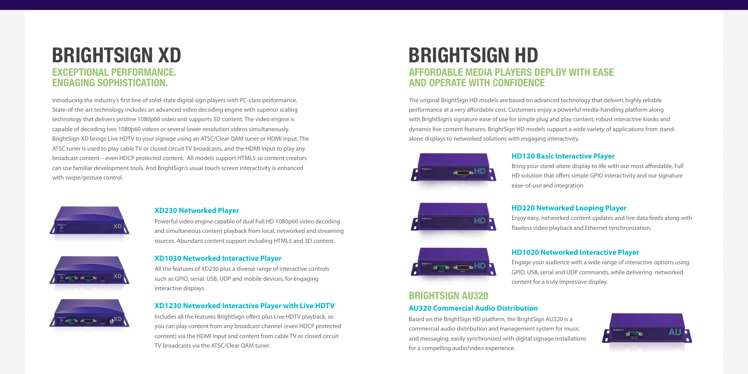# BRIGHTSIGN XD

## EXCEPTIONAL PERFORMANCE. ENGAGING SOPHISTICATION.

Introducing the industry's first line of solid-state digital sign players with PC-class performance. State-of-the-art technology includes an advanced video decoding engine with superior scaling technology that delivers pristine 1080p60 video and supports 3D content. The video engine is capable of decoding two 1080p60 videos or several lower-resolution videos simultaneously. BrightSign XD brings Live HDTV to your signage using an ATSC/Clear QAM tuner or HDMI input. The ATSC tuner is used to play cable TV or closed circuit TV broadcasts, and the HDMI input to play any broadcast content – even HDCP protected content. All models support HTML5 so content creators can use familiar development tools. And BrightSign's usual touch-screen interactivity is enhanced with swipe/gesture control.

### XD230 Networked Player

Powerful video engine capable of dual Full HD 1080p60 video decoding and simultaneous content playback from local, networked and streaming sources. Abundant content support including HTML5 and 3D content.

### XD1030 Networked Interactive Player

All the features of XD230 plus a diverse range of interactive controls such as GPIO, serial, USB, UDP and mobile devices, for engaging interactive displays.

### XD1230 Networked Interactive Player with Live HDTV

Includes all the features BrightSign offers plus Live HDTV playback, so you can play content from any broadcast channel (even HDCP protected content) via the HDMI input and content from cable TV or closed circuit TV broadcasts via the ATSC/Clear QAM tuner.

# BRIGHTSIGN HD

## AFFORDABLE MEDIA PLAYERS DEPLOY WITH EASE AND OPERATE WITH CONFIDENCE

The original BrightSign HD models are based on advanced technology that delivers highly reliable performance at a very affordable cost. Customers enjoy a powerful media-handling platform along with BrightSign's signature ease of use for simple plug and play content, robust interactive kiosks and dynamic live content features. BrightSign HD models support a wide variety of applications from stand-alone displays to networked solutions with engaging interactivity.

### HD120 Basic Interactive Player

Bring your stand-alone display to life with our most affordable, Full HD solution that offers simple GPIO interactivity and our signature ease-of-use and integration.

### HD220 Networked Looping Player

Enjoy easy, networked content updates and live data feeds along with flawless video playback and Ethernet synchronization.

### HD1020 Networked Interactive Player

Engage your audience with a wide range of interactive options using GPIO, USB, serial and UDP commands, while delivering networked content for a truly impressive display.

# BRIGHTSIGN AU320

### AU320 Commercial Audio Distribution

Based on the BrightSign HD platform, the BrightSign AU320 is a commercial audio distribution and management system for music and messaging; easily synchronized with digital signage installations for a compelling audio/video experience.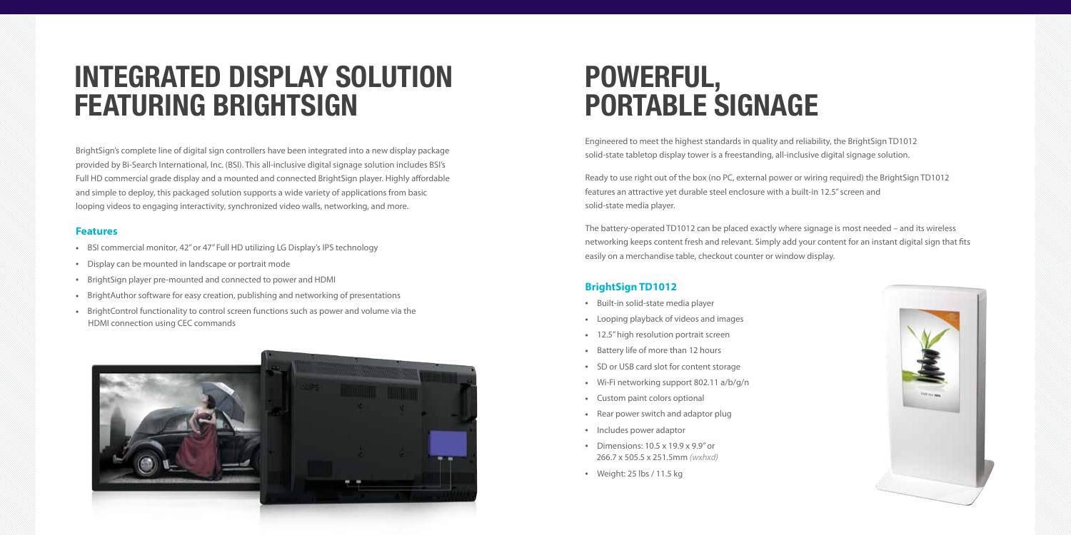# INTEGRATED DISPLAY SOLUTION FEATURING BRIGHTSIGN

BrightSign's complete line of digital sign controllers have been integrated into a new display package provided by Bi-Search International, Inc. (BSI). This all-inclusive digital signage solution includes BSI's Full HD commercial grade display and a mounted and connected BrightSign player. Highly affordable and simple to deploy, this packaged solution supports a wide variety of applications from basic looping videos to engaging interactivity, synchronized video walls, networking, and more.

### Features

- BSI commercial monitor, 42" or 47" Full HD utilizing LG Display's IPS technology
- Display can be mounted in landscape or portrait mode
- BrightSign player pre-mounted and connected to power and HDMI
- BrightAuthor software for easy creation, publishing and networking of presentations
- BrightControl functionality to control screen functions such as power and volume via the HDMI connection using CEC commands

# POWERFUL, PORTABLE SIGNAGE

Engineered to meet the highest standards in quality and reliability, the BrightSign TD1012 solid-state tabletop display tower is a freestanding, all-inclusive digital signage solution.

Ready to use right out of the box (no PC, external power or wiring required) the BrightSign TD1012 features an attractive yet durable steel enclosure with a built-in 12.5" screen and solid-state media player.

The battery-operated TD1012 can be placed exactly where signage is most needed – and its wireless networking keeps content fresh and relevant. Simply add your content for an instant digital sign that fits easily on a merchandise table, checkout counter or window display.

### BrightSign TD1012

- Built-in solid-state media player
- Looping playback of videos and images
- 12.5" high resolution portrait screen
- Battery life of more than 12 hours
- SD or USB card slot for content storage
- Wi-Fi networking support 802.11 a/b/g/n
- Custom paint colors optional
- Rear power switch and adaptor plug
- Includes power adaptor
- Dimensions: 10.5 x 19.9 x 9.9" or 266.7 x 505.5 x 251.5mm *(wxhxd)*
- Weight: 25 lbs / 11.5 kg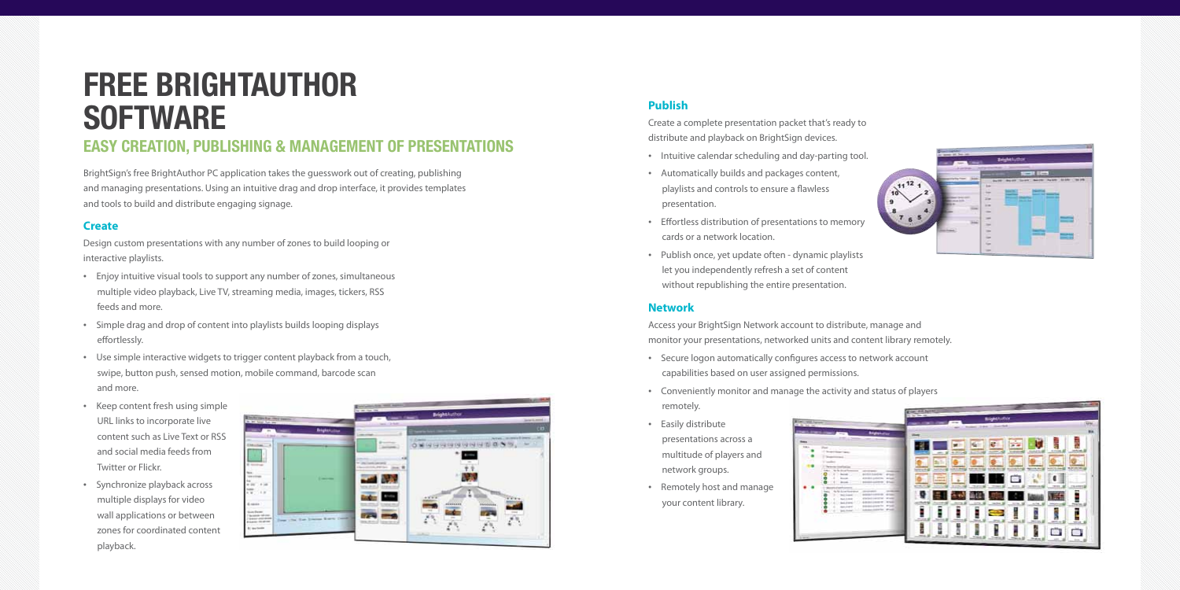# FREE BRIGHTAUTHOR SOFTWARE

## EASY CREATION, PUBLISHING & MANAGEMENT OF PRESENTATIONS

BrightSign's free BrightAuthor PC application takes the guesswork out of creating, publishing and managing presentations. Using an intuitive drag and drop interface, it provides templates and tools to build and distribute engaging signage.

### Create

Design custom presentations with any number of zones to build looping or interactive playlists.

- Enjoy intuitive visual tools to support any number of zones, simultaneous multiple video playback, Live TV, streaming media, images, tickers, RSS feeds and more.
- Simple drag and drop of content into playlists builds looping displays effortlessly.
- Use simple interactive widgets to trigger content playback from a touch, swipe, button push, sensed motion, mobile command, barcode scan and more.
- Keep content fresh using simple URL links to incorporate live content such as Live Text or RSS and social media feeds from Twitter or Flickr.
- Synchronize playback across multiple displays for video wall applications or between zones for coordinated content playback.

### Publish

Create a complete presentation packet that's ready to distribute and playback on BrightSign devices.

- Intuitive calendar scheduling and day-parting tool.
- Automatically builds and packages content, playlists and controls to ensure a flawless presentation.
- Effortless distribution of presentations to memory cards or a network location.
- Publish once, yet update often - dynamic playlists let you independently refresh a set of content without republishing the entire presentation.

### Network

Access your BrightSign Network account to distribute, manage and monitor your presentations, networked units and content library remotely.

- Secure logon automatically configures access to network account capabilities based on user assigned permissions.
- Conveniently monitor and manage the activity and status of players remotely.
- Easily distribute presentations across a multitude of players and network groups.
- Remotely host and manage your content library.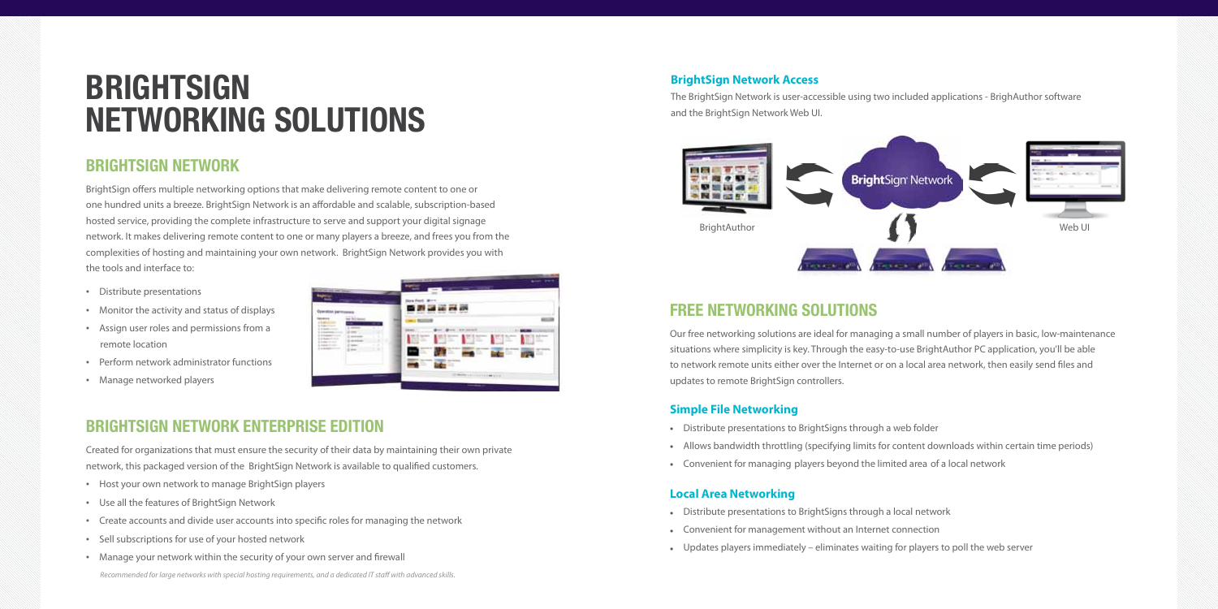# BRIGHTSIGN NETWORKING SOLUTIONS

## BRIGHTSIGN NETWORK

BrightSign offers multiple networking options that make delivering remote content to one or one hundred units a breeze. BrightSign Network is an affordable and scalable, subscription-based hosted service, providing the complete infrastructure to serve and support your digital signage network. It makes delivering remote content to one or many players a breeze, and frees you from the complexities of hosting and maintaining your own network. BrightSign Network provides you with the tools and interface to:

- Distribute presentations
- Monitor the activity and status of displays
- Assign user roles and permissions from a remote location
- Perform network administrator functions
- Manage networked players

## BRIGHTSIGN NETWORK ENTERPRISE EDITION

Created for organizations that must ensure the security of their data by maintaining their own private network, this packaged version of the BrightSign Network is available to qualified customers.

- Host your own network to manage BrightSign players
- Use all the features of BrightSign Network
- Create accounts and divide user accounts into specific roles for managing the network
- Sell subscriptions for use of your hosted network
- Manage your network within the security of your own server and firewall

*Recommended for large networks with special hosting requirements, and a dedicated IT staff with advanced skills.*

### BrightSign Network Access

The BrightSign Network is user-accessible using two included applications - BrighAuthor software and the BrightSign Network Web UI.

BrightAuthor

BrightSign Network

Web UI

## FREE NETWORKING SOLUTIONS

Our free networking solutions are ideal for managing a small number of players in basic, low-maintenance situations where simplicity is key. Through the easy-to-use BrightAuthor PC application, you'll be able to network remote units either over the Internet or on a local area network, then easily send files and updates to remote BrightSign controllers.

### Simple File Networking

- Distribute presentations to BrightSigns through a web folder
- Allows bandwidth throttling (specifying limits for content downloads within certain time periods)
- Convenient for managing players beyond the limited area of a local network

### Local Area Networking

- Distribute presentations to BrightSigns through a local network
- Convenient for management without an Internet connection
- Updates players immediately – eliminates waiting for players to poll the web server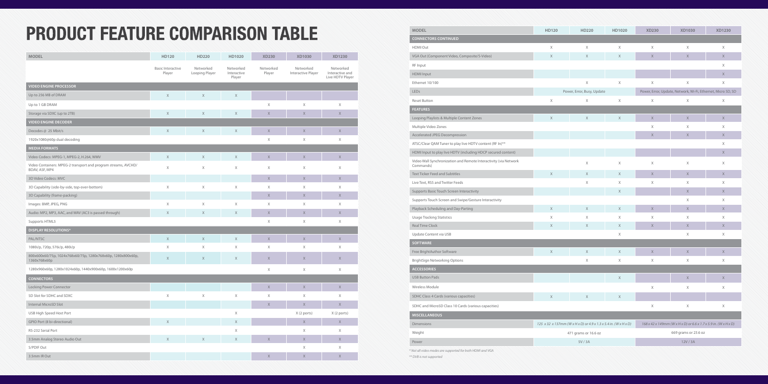# PRODUCT FEATURE COMPARISON TABLE

| MODEL | HD120 | HD220 | HD1020 | XD230 | XD1030 | XD1230 |
|---|---|---|---|---|---|---|
| | Basic Interactive Player | Networked Looping Player | Networked Interactive Player | Networked Player | Networked Interactive Player | Networked Interactive and Live HDTV Player |
| **VIDEO ENGINE PROCESSOR** | | | | | | |
| Up to 256 MB of DRAM | X | X | X | | | |
| Up to 1 GB DRAM | | | | X | X | X |
| Storage via SDXC (up to 2TB) | X | X | X | X | X | X |
| **VIDEO ENGINE DECODER** | | | | | | |
| Decodes @ 25 Mbit/s | X | X | X | X | X | X |
| 1920x1080@60p dual decoding | | | | X | X | X |
| **MEDIA FORMATS** | | | | | | |
| Video Codecs: MPEG-1, MPEG-2, H.264, WMV | X | X | X | X | X | X |
| Video Containers: MPEG-2 transport and program streams, AVCHD/BDAV, ASF, MP4 | X | X | X | X | X | X |
| 3D Video Codecs: MVC | | | | X | X | X |
| 3D Capability (side-by-side, top-over-bottom) | X | X | X | X | X | X |
| 3D Capability (frame-packing) | | | | X | X | X |
| Images: BMP, JPEG, PNG | X | X | X | X | X | X |
| Audio: MP2, MP3, AAC, and WAV (AC3 is passed through) | X | X | X | X | X | X |
| Supports HTML5 | | | | X | X | X |
| **DISPLAY RESOLUTIONS*** | | | | | | |
| PAL/NTSC | X | X | X | X | X | X |
| 1080i/p, 720p, 576i/p, 480i/p | X | X | X | X | X | X |
| 800x600x60/75p, 1024x768x60/75p, 1280x768x60p, 1280x800x60p, 1360x768x60p | X | X | X | X | X | X |
| 1280x960x60p, 1280x1024x60p, 1440x900x60p, 1600x1200x60p | | | | X | X | X |
| **CONNECTORS** | | | | | | |
| Locking Power Connector | | | | X | X | X |
| SD Slot for SDHC and SDXC | X | X | X | X | X | X |
| Internal MicroSD Slot | | | | X | X | X |
| USB High Speed Host Port | | | X | | X (2 ports) | X (2 ports) |
| GPIO Port (8 bi-directional) | X | | X | | X | X |
| RS-232 Serial Port | | | X | | X | X |
| 3.5mm Analog Stereo Audio Out | X | X | X | X | X | X |
| S/PDIF Out | | | | | X | X |
| 3.5mm IR Out | | | | X | X | X |

| MODEL | HD120 | HD220 | HD1020 | XD230 | XD1030 | XD1230 |
|---|---|---|---|---|---|---|
| **CONNECTORS CONTINUED** | | | | | | |
| HDMI Out | X | X | X | X | X | X |
| VGA Out (Component Video, Composite/S-Video) | X | X | X | X | X | X |
| RF Input | | | | | | X |
| HDMI Input | | | | | | X |
| Ethernet 10/100 | | X | X | X | X | X |
| LEDs | Power, Error, Busy, Update | | | Power, Error, Update, Network, Wi-Fi, Ethernet, Micro SD, SD | | |
| Reset Button | X | X | X | X | X | X |
| **FEATURES** | | | | | | |
| Looping Playlists & Multiple Content Zones | X | X | X | X | X | X |
| Multiple Video Zones | | | | X | X | X |
| Accelerated JPEG Decompression | | | | X | X | X |
| ATSC/Clear QAM Tuner to play live HDTV content (RF In)** | | | | | | X |
| HDMI Input to play live HDTV (including HDCP secured content) | | | | | | X |
| Video Wall Synchronization and Remote Interactivity (via Network Commands) | | X | X | X | X | X |
| Text Ticker Feed and Subtitles | X | X | X | X | X | X |
| Live Text, RSS and Twitter Feeds | | X | X | X | X | X |
| Supports Basic Touch Screen Interactivity | | | X | | X | X |
| Supports Touch Screen and Swipe/Gesture Interactivity | | | | | X | X |
| Playback Scheduling and Day-Parting | X | X | X | X | X | X |
| Usage Tracking Statistics | X | X | X | X | X | X |
| Real Time Clock | X | X | X | X | X | X |
| Update Content via USB | | | X | | X | X |
| **SOFTWARE** | | | | | | |
| Free BrightAuthor Software | X | X | X | X | X | X |
| BrightSign Networking Options | | X | X | X | X | X |
| **ACCESSORIES** | | | | | | |
| USB Button Pads | | | X | | X | X |
| Wireless Module | | | | X | X | X |
| SDHC Class 4 Cards (various capacities) | X | X | X | | | |
| SDHC and MicroSD Class 10 Cards (various capacities) | | | | X | X | X |
| **MISCELLANEOUS** | | | | | | |
| Dimensions | *125 x 32 x 137mm (W x H x D) or 4.9 x 1.3 x 5.4 in. (W x H x D)* | | | *168 x 42 x 149mm (W x H x D) or 6.6 x 1.7 x 5.9 in. (W x H x D)* | | |
| Weight | 471 grams or 16.6 oz | | | 669 grams or 23.6 oz | | |
| Power | 5V / 3A | | | 12V / 3A | | |

*\* Not all video modes are supported for both HDMI and VGA*

*\*\* DVB is not supported*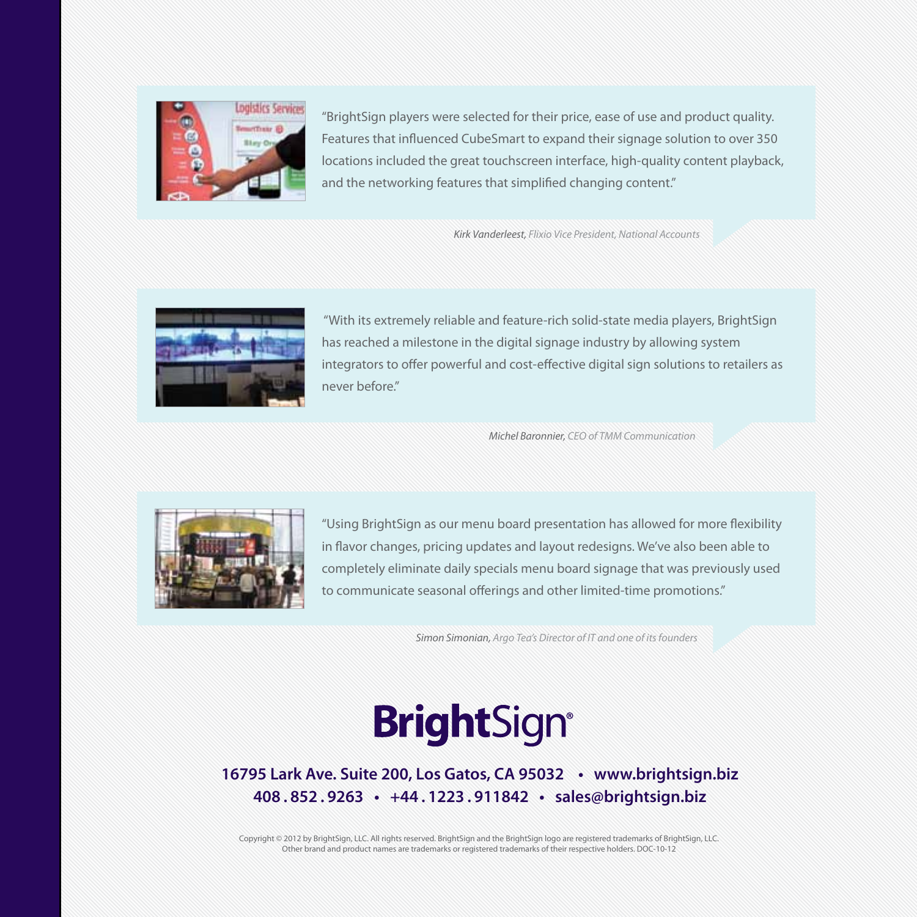"BrightSign players were selected for their price, ease of use and product quality. Features that influenced CubeSmart to expand their signage solution to over 350 locations included the great touchscreen interface, high-quality content playback, and the networking features that simplified changing content."

*Kirk Vanderleest, Flixio Vice President, National Accounts*

"With its extremely reliable and feature-rich solid-state media players, BrightSign has reached a milestone in the digital signage industry by allowing system integrators to offer powerful and cost-effective digital sign solutions to retailers as never before."

*Michel Baronnier, CEO of TMM Communication*

"Using BrightSign as our menu board presentation has allowed for more flexibility in flavor changes, pricing updates and layout redesigns. We've also been able to completely eliminate daily specials menu board signage that was previously used to communicate seasonal offerings and other limited-time promotions."

*Simon Simonian, Argo Tea's Director of IT and one of its founders*

**BrightSign®**

**16795 Lark Ave. Suite 200, Los Gatos, CA 95032 • www.brightsign.biz**
**408.852.9263 • +44.1223.911842 • sales@brightsign.biz**

Copyright © 2012 by BrightSign, LLC. All rights reserved. BrightSign and the BrightSign logo are registered trademarks of BrightSign, LLC. Other brand and product names are trademarks or registered trademarks of their respective holders. DOC-10-12